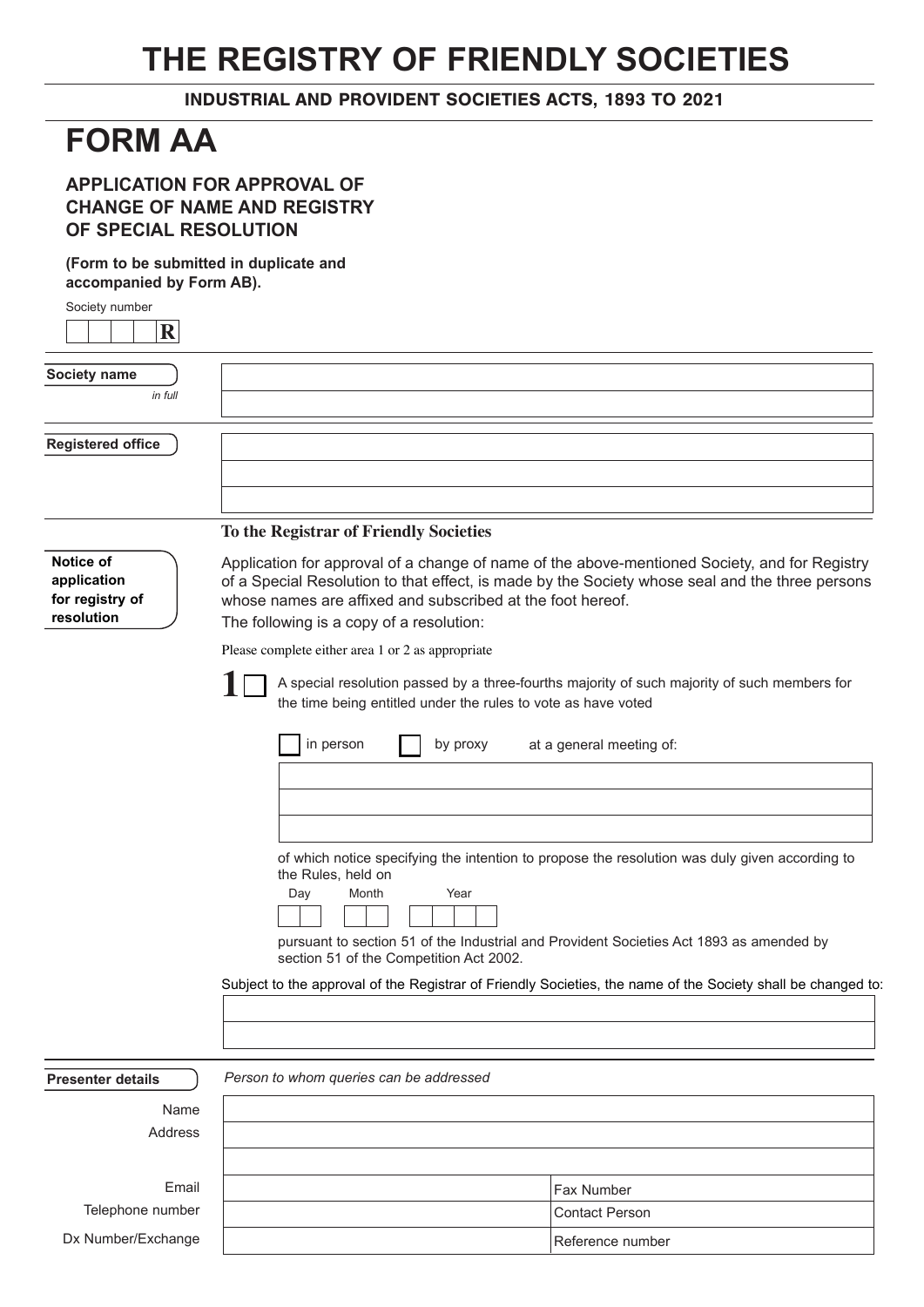# THE REGISTRY OF FRIENDLY SOCIETIES

**INDUSTRIAL AND PROVIDENT SOCIETIES ACTS, 1893 TO 2021**

# FORM AA

## APPLICATION FOR APPROVAL OF CHANGE OF NAME AND REGISTRY OF SPECIAL RESOLUTION

**(Form to be submitted in duplicate and accompanied by Form AB).**

Society number

| | | | | R |
|---|---|---|---|---|

**Society name**
*in full*

| |
|---|
| |
| |

**Registered office**

| |
|---|
| |
| |
| |

**To the Registrar of Friendly Societies**

**Notice of application for registry of resolution**

Application for approval of a change of name of the above-mentioned Society, and for Registry of a Special Resolution to that effect, is made by the Society whose seal and the three persons whose names are affixed and subscribed at the foot hereof.

The following is a copy of a resolution:

Please complete either area 1 or 2 as appropriate

**1** ☐ A special resolution passed by a three-fourths majority of such majority of such members for the time being entitled under the rules to vote as have voted

☐ in person ☐ by proxy at a general meeting of:

| |
|---|
| |
| |
| |

of which notice specifying the intention to propose the resolution was duly given according to the Rules, held on

| Day | | Month | | Year | | | |
|---|---|---|---|---|---|---|---|
| | | | | | | | |

pursuant to section 51 of the Industrial and Provident Societies Act 1893 as amended by section 51 of the Competition Act 2002.

Subject to the approval of the Registrar of Friendly Societies, the name of the Society shall be changed to:

| |
|---|
| |
| |

**Presenter details**

*Person to whom queries can be addressed*

| | | |
|---|---|---|
| Name | | |
| Address | | |
| | | |
| Email | | Fax Number |
| Telephone number | | Contact Person |
| Dx Number/Exchange | | Reference number |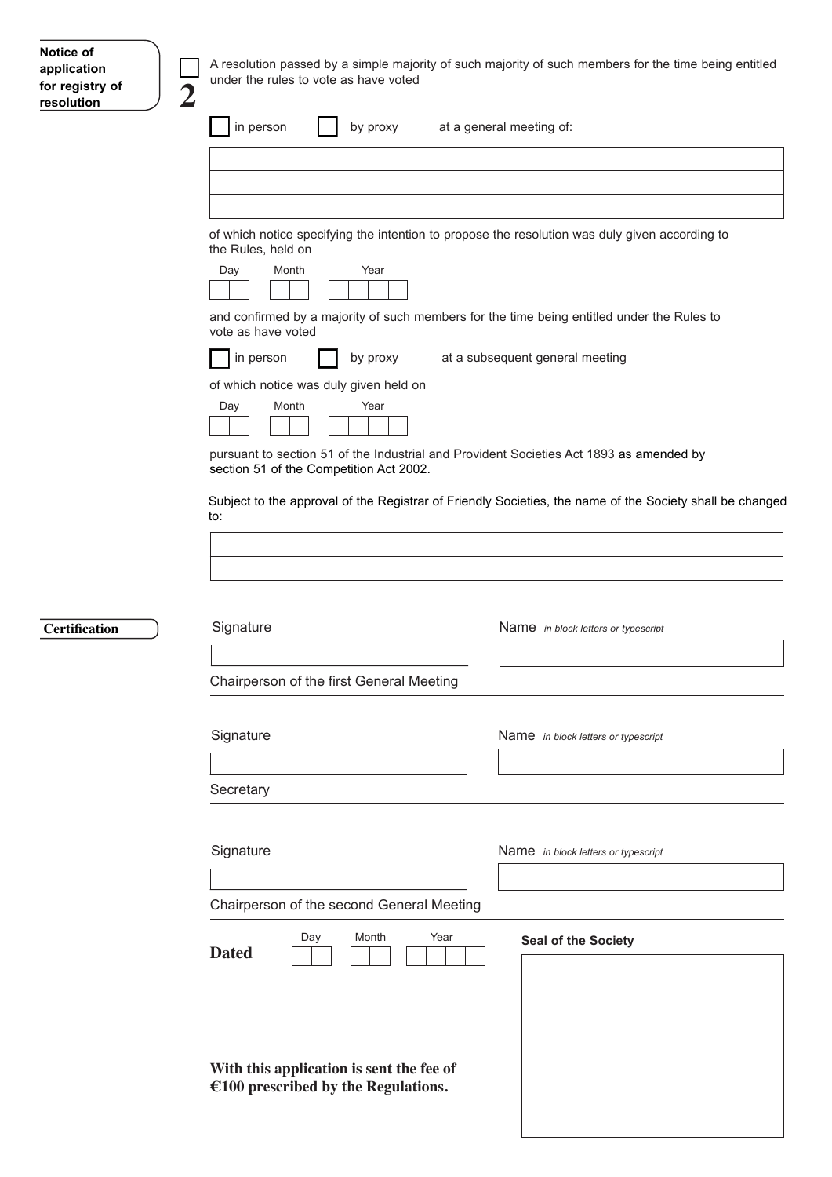**Notice of application for registry of resolution**

☐ **2**

A resolution passed by a simple majority of such majority of such members for the time being entitled under the rules to vote as have voted

☐ in person ☐ by proxy at a general meeting of:

of which notice specifying the intention to propose the resolution was duly given according to the Rules, held on

Day Month Year

and confirmed by a majority of such members for the time being entitled under the Rules to vote as have voted

☐ in person ☐ by proxy at a subsequent general meeting

of which notice was duly given held on

Day Month Year

pursuant to section 51 of the Industrial and Provident Societies Act 1893 as amended by section 51 of the Competition Act 2002.

Subject to the approval of the Registrar of Friendly Societies, the name of the Society shall be changed to:

**Certification**

Signature

Name *in block letters or typescript*

Chairperson of the first General Meeting

Signature

Name *in block letters or typescript*

Secretary

Signature

Name *in block letters or typescript*

Chairperson of the second General Meeting

**Dated** Day Month Year

**Seal of the Society**

**With this application is sent the fee of €100 prescribed by the Regulations.**